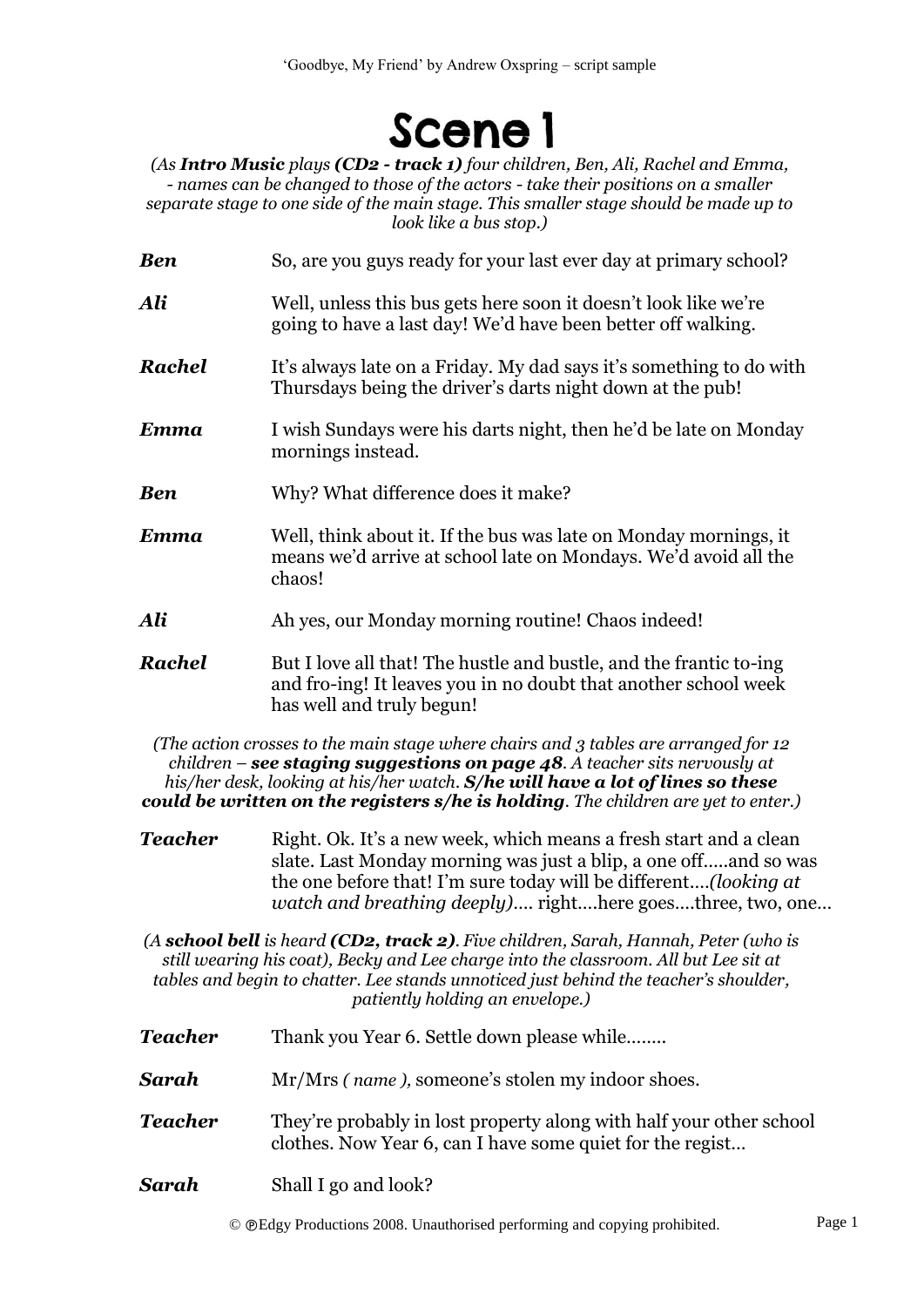# Scene 1

*(As **Intro Music** plays **(CD2 - track 1)** four children, Ben, Ali, Rachel and Emma, - names can be changed to those of the actors - take their positions on a smaller separate stage to one side of the main stage. This smaller stage should be made up to look like a bus stop.)*

***Ben*** So, are you guys ready for your last ever day at primary school?

***Ali*** Well, unless this bus gets here soon it doesn't look like we're going to have a last day! We'd have been better off walking.

***Rachel*** It's always late on a Friday. My dad says it's something to do with Thursdays being the driver's darts night down at the pub!

***Emma*** I wish Sundays were his darts night, then he'd be late on Monday mornings instead.

***Ben*** Why? What difference does it make?

***Emma*** Well, think about it. If the bus was late on Monday mornings, it means we'd arrive at school late on Mondays. We'd avoid all the chaos!

***Ali*** Ah yes, our Monday morning routine! Chaos indeed!

***Rachel*** But I love all that! The hustle and bustle, and the frantic to-ing and fro-ing! It leaves you in no doubt that another school week has well and truly begun!

*(The action crosses to the main stage where chairs and 3 tables are arranged for 12 children – **see staging suggestions on page 48**. A teacher sits nervously at his/her desk, looking at his/her watch. **S/he will have a lot of lines so these could be written on the registers s/he is holding**. The children are yet to enter.)*

***Teacher*** Right. Ok. It's a new week, which means a fresh start and a clean slate. Last Monday morning was just a blip, a one off…..and so was the one before that! I'm sure today will be different….*(looking at watch and breathing deeply)*…. right….here goes….three, two, one…

*(A **school bell** is heard **(CD2, track 2)**. Five children, Sarah, Hannah, Peter (who is still wearing his coat), Becky and Lee charge into the classroom. All but Lee sit at tables and begin to chatter. Lee stands unnoticed just behind the teacher's shoulder, patiently holding an envelope.)*

***Teacher*** Thank you Year 6. Settle down please while……..

***Sarah*** Mr/Mrs *( name ),* someone's stolen my indoor shoes.

***Teacher*** They're probably in lost property along with half your other school clothes. Now Year 6, can I have some quiet for the regist…

***Sarah*** Shall I go and look?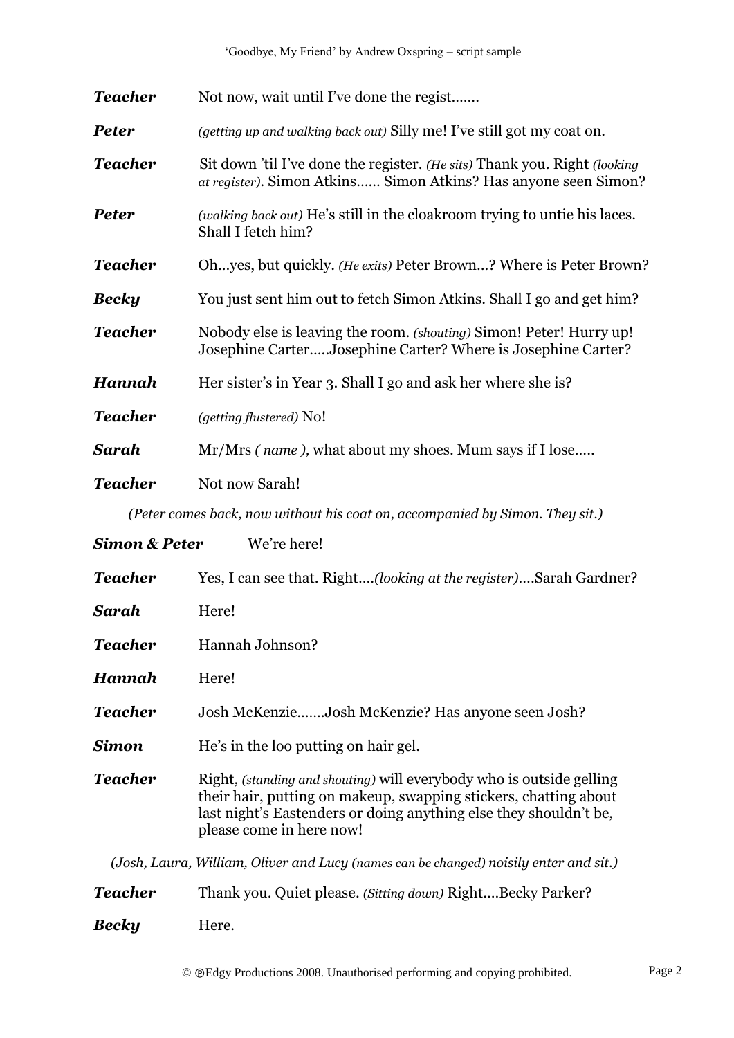***Teacher*** Not now, wait until I've done the regist.......

***Peter*** *(getting up and walking back out)* Silly me! I've still got my coat on.

***Teacher*** Sit down 'til I've done the register. *(He sits)* Thank you. Right *(looking at register)*. Simon Atkins...... Simon Atkins? Has anyone seen Simon?

***Peter*** *(walking back out)* He's still in the cloakroom trying to untie his laces. Shall I fetch him?

***Teacher*** Oh...yes, but quickly. *(He exits)* Peter Brown...? Where is Peter Brown?

***Becky*** You just sent him out to fetch Simon Atkins. Shall I go and get him?

***Teacher*** Nobody else is leaving the room. *(shouting)* Simon! Peter! Hurry up! Josephine Carter.....Josephine Carter? Where is Josephine Carter?

***Hannah*** Her sister's in Year 3. Shall I go and ask her where she is?

***Teacher*** *(getting flustered)* No!

***Sarah*** Mr/Mrs *( name )*, what about my shoes. Mum says if I lose.....

***Teacher*** Not now Sarah!

*(Peter comes back, now without his coat on, accompanied by Simon. They sit.)*

***Simon & Peter*** We're here!

***Teacher*** Yes, I can see that. Right....*(looking at the register)*....Sarah Gardner?

***Sarah*** Here!

***Teacher*** Hannah Johnson?

***Hannah*** Here!

***Teacher*** Josh McKenzie.......Josh McKenzie? Has anyone seen Josh?

***Simon*** He's in the loo putting on hair gel.

***Teacher*** Right, *(standing and shouting)* will everybody who is outside gelling their hair, putting on makeup, swapping stickers, chatting about last night's Eastenders or doing anything else they shouldn't be, please come in here now!

*(Josh, Laura, William, Oliver and Lucy (names can be changed) noisily enter and sit.)*

***Teacher*** Thank you. Quiet please. *(Sitting down)* Right....Becky Parker?

***Becky*** Here.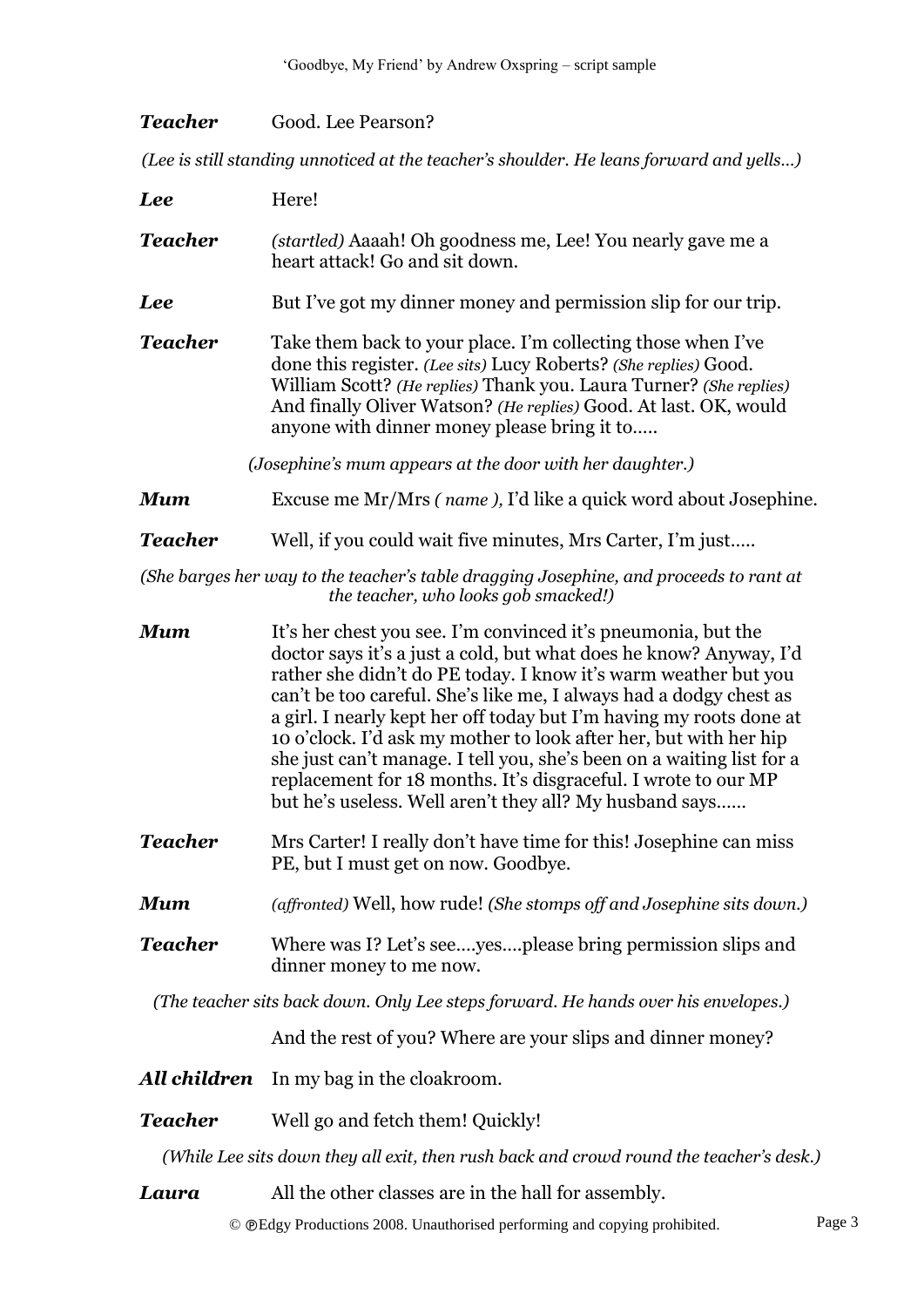***Teacher*** Good. Lee Pearson?

*(Lee is still standing unnoticed at the teacher's shoulder. He leans forward and yells…)*

***Lee*** Here!

***Teacher*** *(startled)* Aaaah! Oh goodness me, Lee! You nearly gave me a heart attack! Go and sit down.

***Lee*** But I've got my dinner money and permission slip for our trip.

***Teacher*** Take them back to your place. I'm collecting those when I've done this register. *(Lee sits)* Lucy Roberts? *(She replies)* Good. William Scott? *(He replies)* Thank you. Laura Turner? *(She replies)* And finally Oliver Watson? *(He replies)* Good. At last. OK, would anyone with dinner money please bring it to…..

*(Josephine's mum appears at the door with her daughter.)*

***Mum*** Excuse me Mr/Mrs *( name ),* I'd like a quick word about Josephine.

***Teacher*** Well, if you could wait five minutes, Mrs Carter, I'm just…..

*(She barges her way to the teacher's table dragging Josephine, and proceeds to rant at the teacher, who looks gob smacked!)*

***Mum*** It's her chest you see. I'm convinced it's pneumonia, but the doctor says it's a just a cold, but what does he know? Anyway, I'd rather she didn't do PE today. I know it's warm weather but you can't be too careful. She's like me, I always had a dodgy chest as a girl. I nearly kept her off today but I'm having my roots done at 10 o'clock. I'd ask my mother to look after her, but with her hip she just can't manage. I tell you, she's been on a waiting list for a replacement for 18 months. It's disgraceful. I wrote to our MP but he's useless. Well aren't they all? My husband says……

***Teacher*** Mrs Carter! I really don't have time for this! Josephine can miss PE, but I must get on now. Goodbye.

***Mum*** *(affronted)* Well, how rude! *(She stomps off and Josephine sits down.)*

***Teacher*** Where was I? Let's see….yes….please bring permission slips and dinner money to me now.

*(The teacher sits back down. Only Lee steps forward. He hands over his envelopes.)*

And the rest of you? Where are your slips and dinner money?

***All children*** In my bag in the cloakroom.

***Teacher*** Well go and fetch them! Quickly!

*(While Lee sits down they all exit, then rush back and crowd round the teacher's desk.)*

***Laura*** All the other classes are in the hall for assembly.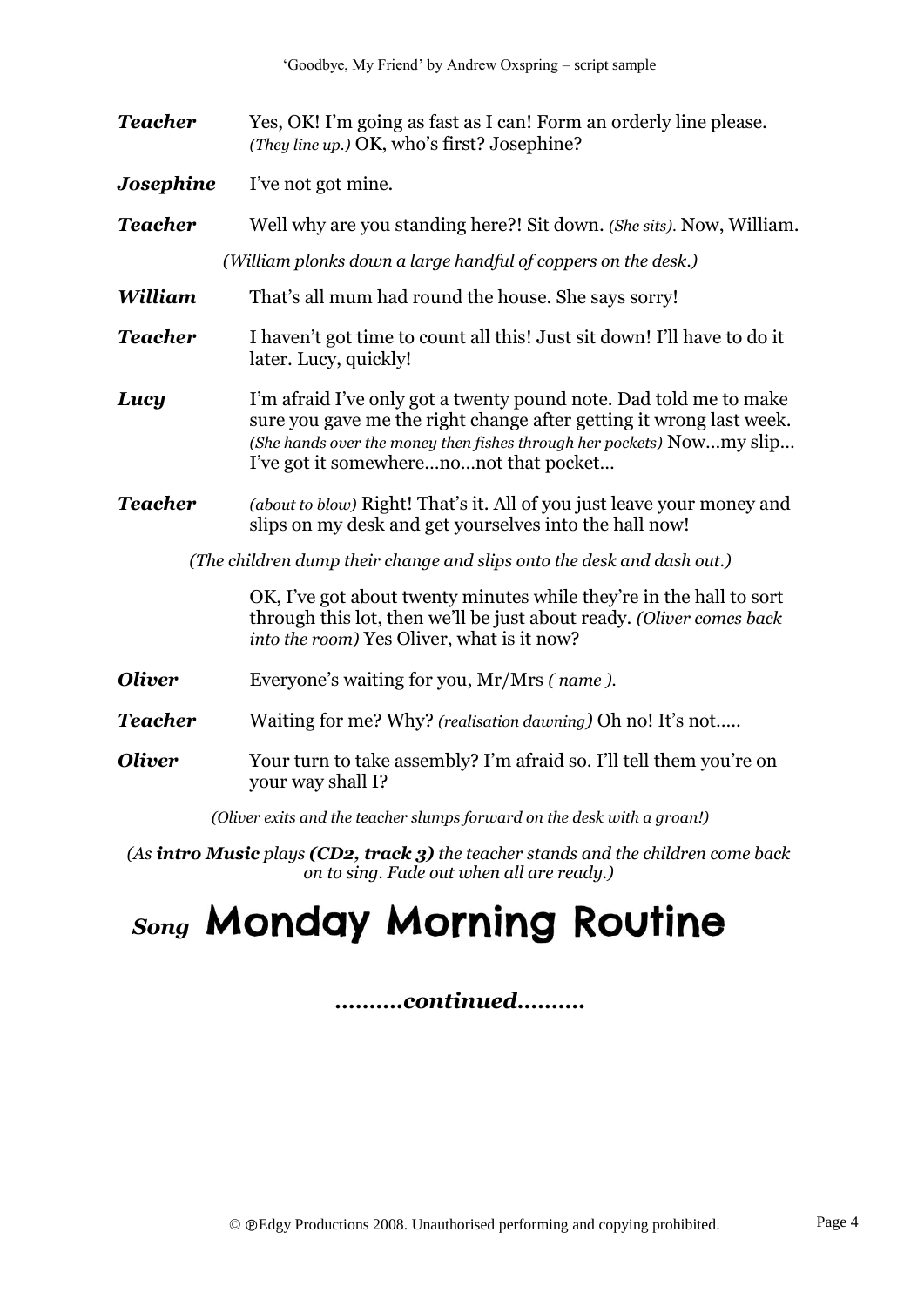***Teacher*** Yes, OK! I'm going as fast as I can! Form an orderly line please. *(They line up.)* OK, who's first? Josephine?

***Josephine*** I've not got mine.

***Teacher*** Well why are you standing here?! Sit down. *(She sits).* Now, William.

*(William plonks down a large handful of coppers on the desk.)*

***William*** That's all mum had round the house. She says sorry!

***Teacher*** I haven't got time to count all this! Just sit down! I'll have to do it later. Lucy, quickly!

***Lucy*** I'm afraid I've only got a twenty pound note. Dad told me to make sure you gave me the right change after getting it wrong last week. *(She hands over the money then fishes through her pockets)* Now…my slip… I've got it somewhere…no…not that pocket…

***Teacher*** *(about to blow)* Right! That's it. All of you just leave your money and slips on my desk and get yourselves into the hall now!

*(The children dump their change and slips onto the desk and dash out.)*

OK, I've got about twenty minutes while they're in the hall to sort through this lot, then we'll be just about ready. *(Oliver comes back into the room)* Yes Oliver, what is it now?

***Oliver*** Everyone's waiting for you, Mr/Mrs *( name )*.

***Teacher*** Waiting for me? Why? *(realisation dawning)* Oh no! It's not…..

***Oliver*** Your turn to take assembly? I'm afraid so. I'll tell them you're on your way shall I?

*(Oliver exits and the teacher slumps forward on the desk with a groan!)*

*(As **intro Music** plays **(CD2, track 3)** the teacher stands and the children come back on to sing. Fade out when all are ready.)*

# *Song* Monday Morning Routine

***………continued………***